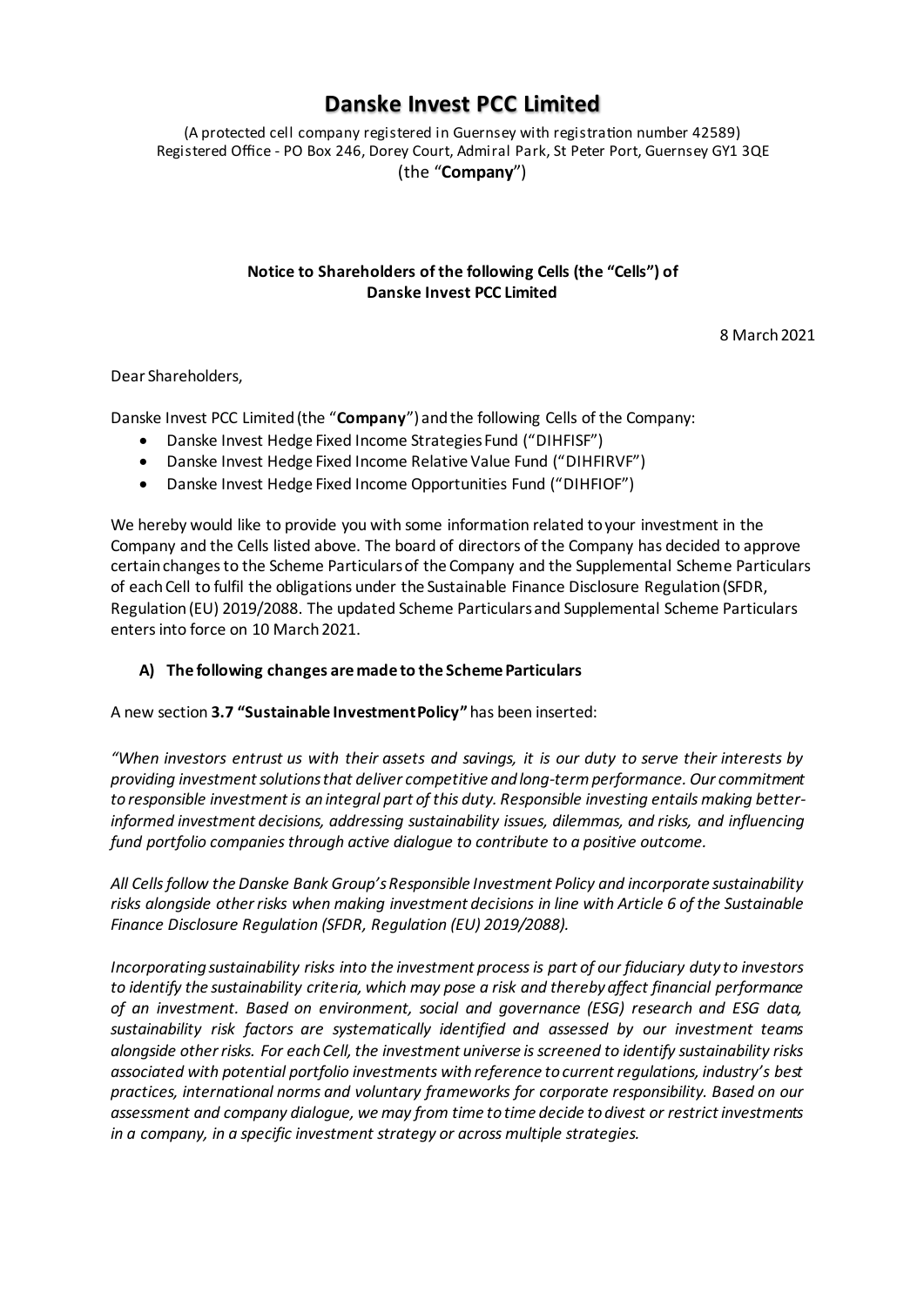# Danske Invest PCC Limited

(A protected cell company registered in Guernsey with registration number 42589)
Registered Office - PO Box 246, Dorey Court, Admiral Park, St Peter Port, Guernsey GY1 3QE
(the "**Company**")

**Notice to Shareholders of the following Cells (the "Cells") of Danske Invest PCC Limited**

8 March 2021

Dear Shareholders,

Danske Invest PCC Limited (the "**Company**") and the following Cells of the Company:

- Danske Invest Hedge Fixed Income Strategies Fund ("DIHFISF")
- Danske Invest Hedge Fixed Income Relative Value Fund ("DIHFIRVF")
- Danske Invest Hedge Fixed Income Opportunities Fund ("DIHFIOF")

We hereby would like to provide you with some information related to your investment in the Company and the Cells listed above. The board of directors of the Company has decided to approve certain changes to the Scheme Particulars of the Company and the Supplemental Scheme Particulars of each Cell to fulfil the obligations under the Sustainable Finance Disclosure Regulation (SFDR, Regulation (EU) 2019/2088. The updated Scheme Particulars and Supplemental Scheme Particulars enters into force on 10 March 2021.

**A) The following changes are made to the Scheme Particulars**

A new section **3.7 "Sustainable Investment Policy"** has been inserted:

*"When investors entrust us with their assets and savings, it is our duty to serve their interests by providing investment solutions that deliver competitive and long-term performance. Our commitment to responsible investment is an integral part of this duty. Responsible investing entails making better-informed investment decisions, addressing sustainability issues, dilemmas, and risks, and influencing fund portfolio companies through active dialogue to contribute to a positive outcome.*

*All Cells follow the Danske Bank Group's Responsible Investment Policy and incorporate sustainability risks alongside other risks when making investment decisions in line with Article 6 of the Sustainable Finance Disclosure Regulation (SFDR, Regulation (EU) 2019/2088).*

*Incorporating sustainability risks into the investment process is part of our fiduciary duty to investors to identify the sustainability criteria, which may pose a risk and thereby affect financial performance of an investment. Based on environment, social and governance (ESG) research and ESG data, sustainability risk factors are systematically identified and assessed by our investment teams alongside other risks. For each Cell, the investment universe is screened to identify sustainability risks associated with potential portfolio investments with reference to current regulations, industry's best practices, international norms and voluntary frameworks for corporate responsibility. Based on our assessment and company dialogue, we may from time to time decide to divest or restrict investments in a company, in a specific investment strategy or across multiple strategies.*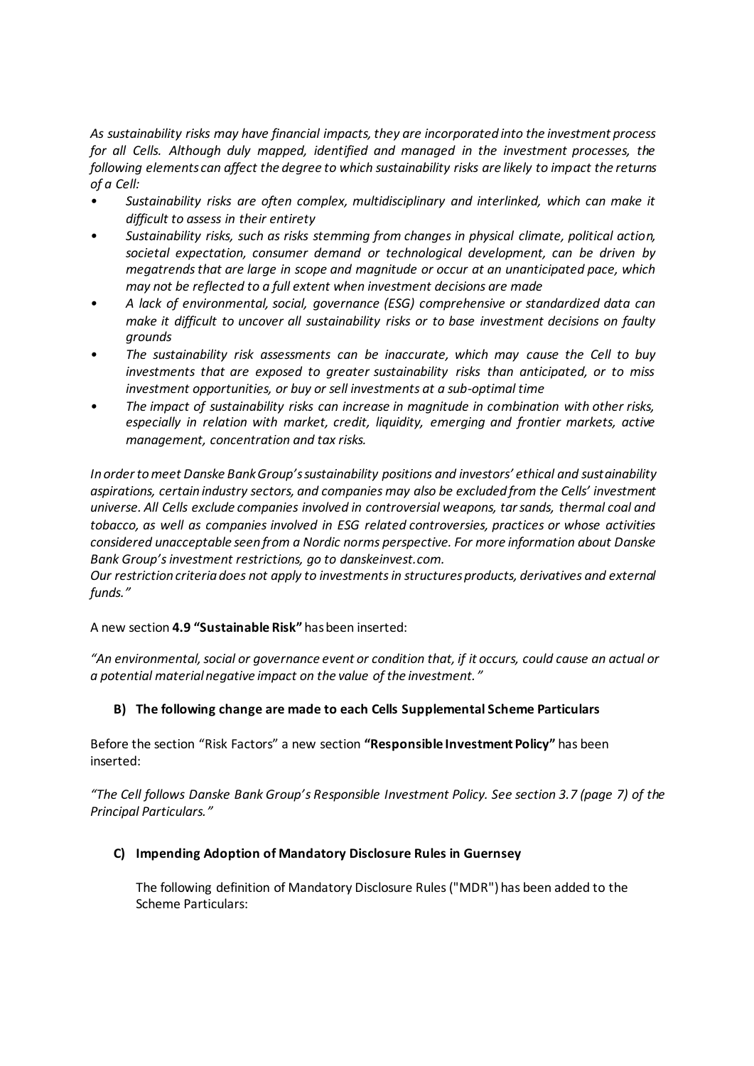*As sustainability risks may have financial impacts, they are incorporated into the investment process for all Cells. Although duly mapped, identified and managed in the investment processes, the following elements can affect the degree to which sustainability risks are likely to impact the returns of a Cell:*

- *Sustainability risks are often complex, multidisciplinary and interlinked, which can make it difficult to assess in their entirety*
- *Sustainability risks, such as risks stemming from changes in physical climate, political action, societal expectation, consumer demand or technological development, can be driven by megatrends that are large in scope and magnitude or occur at an unanticipated pace, which may not be reflected to a full extent when investment decisions are made*
- *A lack of environmental, social, governance (ESG) comprehensive or standardized data can make it difficult to uncover all sustainability risks or to base investment decisions on faulty grounds*
- *The sustainability risk assessments can be inaccurate, which may cause the Cell to buy investments that are exposed to greater sustainability risks than anticipated, or to miss investment opportunities, or buy or sell investments at a sub-optimal time*
- *The impact of sustainability risks can increase in magnitude in combination with other risks, especially in relation with market, credit, liquidity, emerging and frontier markets, active management, concentration and tax risks.*

*In order to meet Danske Bank Group's sustainability positions and investors' ethical and sustainability aspirations, certain industry sectors, and companies may also be excluded from the Cells' investment universe. All Cells exclude companies involved in controversial weapons, tar sands, thermal coal and tobacco, as well as companies involved in ESG related controversies, practices or whose activities considered unacceptable seen from a Nordic norms perspective. For more information about Danske Bank Group's investment restrictions, go to danskeinvest.com.*
*Our restriction criteria does not apply to investments in structures products, derivatives and external funds."*

A new section **4.9 "Sustainable Risk"** has been inserted:

*"An environmental, social or governance event or condition that, if it occurs, could cause an actual or a potential material negative impact on the value of the investment."*

### B) The following change are made to each Cells Supplemental Scheme Particulars

Before the section "Risk Factors" a new section **"Responsible Investment Policy"** has been inserted:

*"The Cell follows Danske Bank Group's Responsible Investment Policy. See section 3.7 (page 7) of the Principal Particulars."*

### C) Impending Adoption of Mandatory Disclosure Rules in Guernsey

The following definition of Mandatory Disclosure Rules ("MDR") has been added to the Scheme Particulars: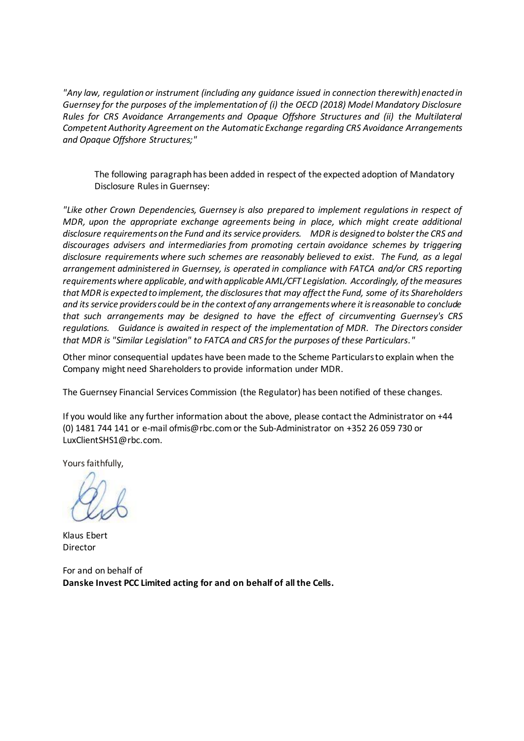*"Any law, regulation or instrument (including any guidance issued in connection therewith) enacted in Guernsey for the purposes of the implementation of (i) the OECD (2018) Model Mandatory Disclosure Rules for CRS Avoidance Arrangements and Opaque Offshore Structures and (ii) the Multilateral Competent Authority Agreement on the Automatic Exchange regarding CRS Avoidance Arrangements and Opaque Offshore Structures;"*

The following paragraph has been added in respect of the expected adoption of Mandatory Disclosure Rules in Guernsey:

*"Like other Crown Dependencies, Guernsey is also prepared to implement regulations in respect of MDR, upon the appropriate exchange agreements being in place, which might create additional disclosure requirements on the Fund and its service providers. MDR is designed to bolster the CRS and discourages advisers and intermediaries from promoting certain avoidance schemes by triggering disclosure requirements where such schemes are reasonably believed to exist. The Fund, as a legal arrangement administered in Guernsey, is operated in compliance with FATCA and/or CRS reporting requirements where applicable, and with applicable AML/CFT Legislation. Accordingly, of the measures that MDR is expected to implement, the disclosures that may affect the Fund, some of its Shareholders and its service providers could be in the context of any arrangements where it is reasonable to conclude that such arrangements may be designed to have the effect of circumventing Guernsey's CRS regulations. Guidance is awaited in respect of the implementation of MDR. The Directors consider that MDR is "Similar Legislation" to FATCA and CRS for the purposes of these Particulars."*

Other minor consequential updates have been made to the Scheme Particulars to explain when the Company might need Shareholders to provide information under MDR.

The Guernsey Financial Services Commission (the Regulator) has been notified of these changes.

If you would like any further information about the above, please contact the Administrator on +44 (0) 1481 744 141 or e-mail ofmis@rbc.com or the Sub-Administrator on +352 26 059 730 or LuxClientSHS1@rbc.com.

Yours faithfully,

Klaus Ebert
Director

For and on behalf of
**Danske Invest PCC Limited acting for and on behalf of all the Cells.**